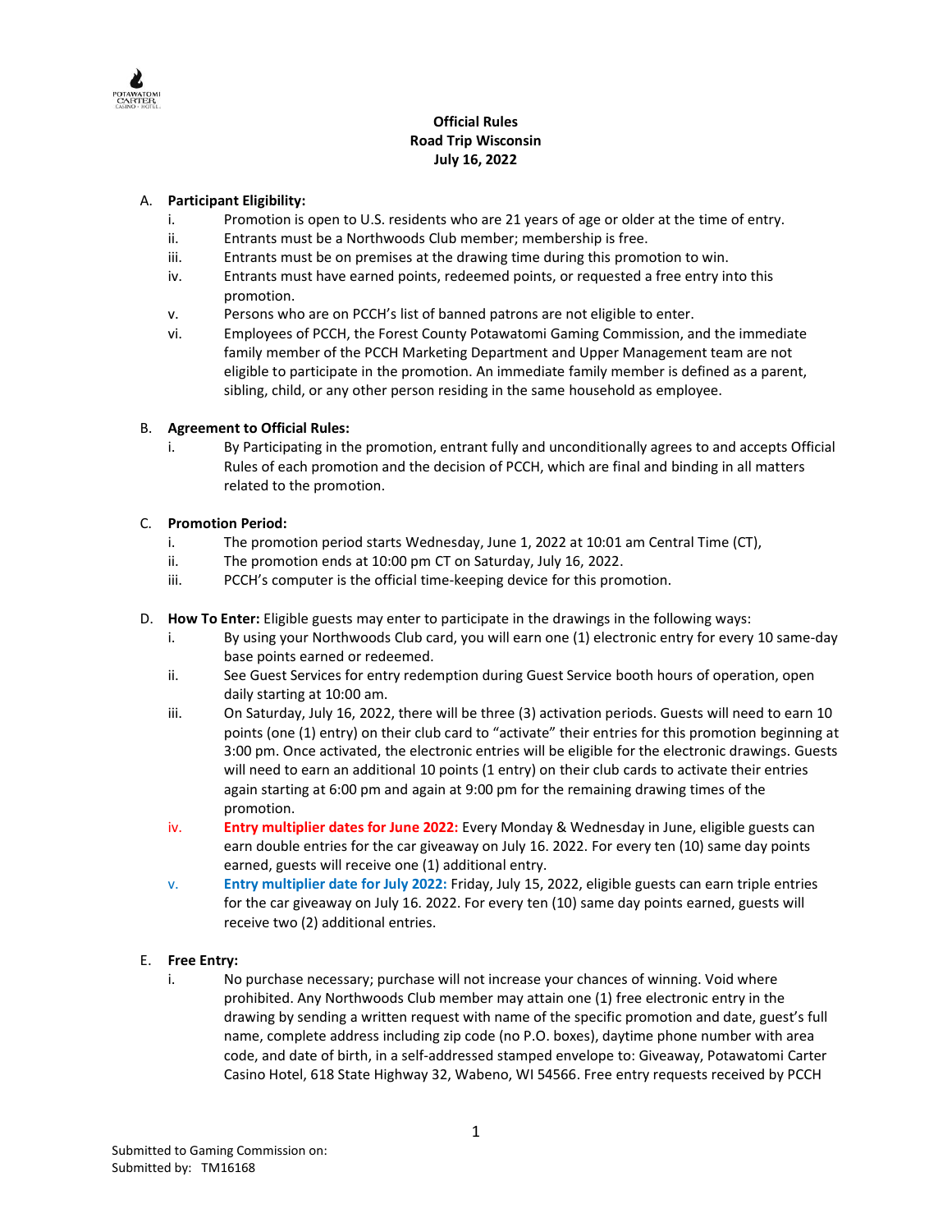# Official Rules
## Road Trip Wisconsin
## July 16, 2022

A. **Participant Eligibility:**

   i. Promotion is open to U.S. residents who are 21 years of age or older at the time of entry.

   ii. Entrants must be a Northwoods Club member; membership is free.

   iii. Entrants must be on premises at the drawing time during this promotion to win.

   iv. Entrants must have earned points, redeemed points, or requested a free entry into this promotion.

   v. Persons who are on PCCH's list of banned patrons are not eligible to enter.

   vi. Employees of PCCH, the Forest County Potawatomi Gaming Commission, and the immediate family member of the PCCH Marketing Department and Upper Management team are not eligible to participate in the promotion. An immediate family member is defined as a parent, sibling, child, or any other person residing in the same household as employee.

B. **Agreement to Official Rules:**

   i. By Participating in the promotion, entrant fully and unconditionally agrees to and accepts Official Rules of each promotion and the decision of PCCH, which are final and binding in all matters related to the promotion.

C. **Promotion Period:**

   i. The promotion period starts Wednesday, June 1, 2022 at 10:01 am Central Time (CT),

   ii. The promotion ends at 10:00 pm CT on Saturday, July 16, 2022.

   iii. PCCH's computer is the official time-keeping device for this promotion.

D. **How To Enter:** Eligible guests may enter to participate in the drawings in the following ways:

   i. By using your Northwoods Club card, you will earn one (1) electronic entry for every 10 same-day base points earned or redeemed.

   ii. See Guest Services for entry redemption during Guest Service booth hours of operation, open daily starting at 10:00 am.

   iii. On Saturday, July 16, 2022, there will be three (3) activation periods. Guests will need to earn 10 points (one (1) entry) on their club card to "activate" their entries for this promotion beginning at 3:00 pm. Once activated, the electronic entries will be eligible for the electronic drawings. Guests will need to earn an additional 10 points (1 entry) on their club cards to activate their entries again starting at 6:00 pm and again at 9:00 pm for the remaining drawing times of the promotion.

   iv. **Entry multiplier dates for June 2022:** Every Monday & Wednesday in June, eligible guests can earn double entries for the car giveaway on July 16. 2022. For every ten (10) same day points earned, guests will receive one (1) additional entry.

   v. **Entry multiplier date for July 2022:** Friday, July 15, 2022, eligible guests can earn triple entries for the car giveaway on July 16. 2022. For every ten (10) same day points earned, guests will receive two (2) additional entries.

E. **Free Entry:**

   i. No purchase necessary; purchase will not increase your chances of winning. Void where prohibited. Any Northwoods Club member may attain one (1) free electronic entry in the drawing by sending a written request with name of the specific promotion and date, guest's full name, complete address including zip code (no P.O. boxes), daytime phone number with area code, and date of birth, in a self-addressed stamped envelope to: Giveaway, Potawatomi Carter Casino Hotel, 618 State Highway 32, Wabeno, WI 54566. Free entry requests received by PCCH

Submitted to Gaming Commission on:
Submitted by: TM16168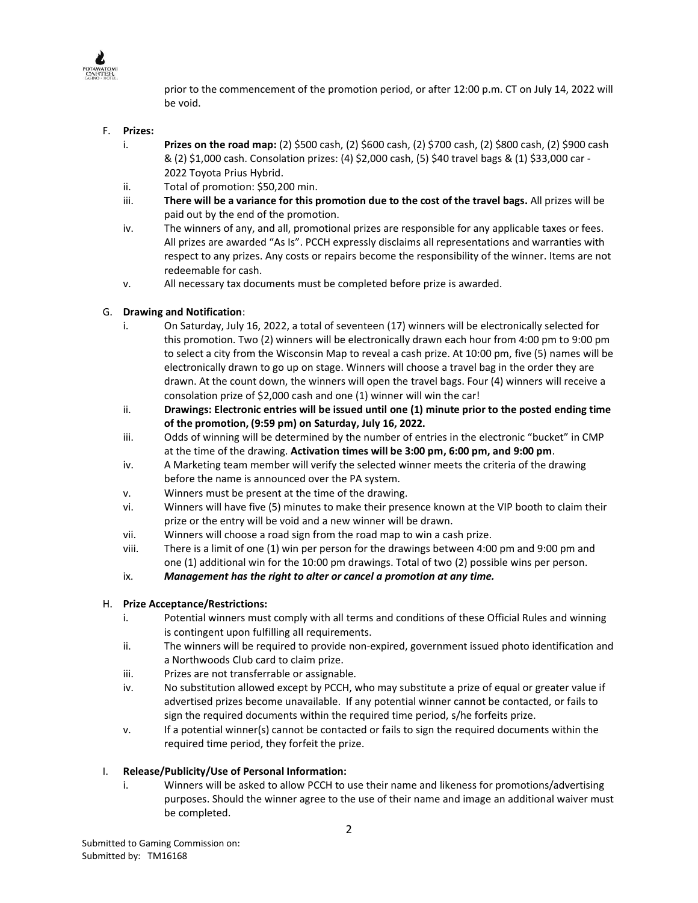prior to the commencement of the promotion period, or after 12:00 p.m. CT on July 14, 2022 will be void.

F. **Prizes:**
   i. **Prizes on the road map:** (2) $500 cash, (2) $600 cash, (2) $700 cash, (2) $800 cash, (2) $900 cash & (2) $1,000 cash. Consolation prizes: (4) $2,000 cash, (5) $40 travel bags & (1) $33,000 car - 2022 Toyota Prius Hybrid.
   ii. Total of promotion: $50,200 min.
   iii. **There will be a variance for this promotion due to the cost of the travel bags.** All prizes will be paid out by the end of the promotion.
   iv. The winners of any, and all, promotional prizes are responsible for any applicable taxes or fees. All prizes are awarded "As Is". PCCH expressly disclaims all representations and warranties with respect to any prizes. Any costs or repairs become the responsibility of the winner. Items are not redeemable for cash.
   v. All necessary tax documents must be completed before prize is awarded.

G. **Drawing and Notification**:
   i. On Saturday, July 16, 2022, a total of seventeen (17) winners will be electronically selected for this promotion. Two (2) winners will be electronically drawn each hour from 4:00 pm to 9:00 pm to select a city from the Wisconsin Map to reveal a cash prize. At 10:00 pm, five (5) names will be electronically drawn to go up on stage. Winners will choose a travel bag in the order they are drawn. At the count down, the winners will open the travel bags. Four (4) winners will receive a consolation prize of $2,000 cash and one (1) winner will win the car!
   ii. **Drawings: Electronic entries will be issued until one (1) minute prior to the posted ending time of the promotion, (9:59 pm) on Saturday, July 16, 2022.**
   iii. Odds of winning will be determined by the number of entries in the electronic "bucket" in CMP at the time of the drawing. **Activation times will be 3:00 pm, 6:00 pm, and 9:00 pm**.
   iv. A Marketing team member will verify the selected winner meets the criteria of the drawing before the name is announced over the PA system.
   v. Winners must be present at the time of the drawing.
   vi. Winners will have five (5) minutes to make their presence known at the VIP booth to claim their prize or the entry will be void and a new winner will be drawn.
   vii. Winners will choose a road sign from the road map to win a cash prize.
   viii. There is a limit of one (1) win per person for the drawings between 4:00 pm and 9:00 pm and one (1) additional win for the 10:00 pm drawings. Total of two (2) possible wins per person.
   ix. ***Management has the right to alter or cancel a promotion at any time.***

H. **Prize Acceptance/Restrictions:**
   i. Potential winners must comply with all terms and conditions of these Official Rules and winning is contingent upon fulfilling all requirements.
   ii. The winners will be required to provide non-expired, government issued photo identification and a Northwoods Club card to claim prize.
   iii. Prizes are not transferrable or assignable.
   iv. No substitution allowed except by PCCH, who may substitute a prize of equal or greater value if advertised prizes become unavailable. If any potential winner cannot be contacted, or fails to sign the required documents within the required time period, s/he forfeits prize.
   v. If a potential winner(s) cannot be contacted or fails to sign the required documents within the required time period, they forfeit the prize.

I. **Release/Publicity/Use of Personal Information:**
   i. Winners will be asked to allow PCCH to use their name and likeness for promotions/advertising purposes. Should the winner agree to the use of their name and image an additional waiver must be completed.

Submitted to Gaming Commission on:
Submitted by: TM16168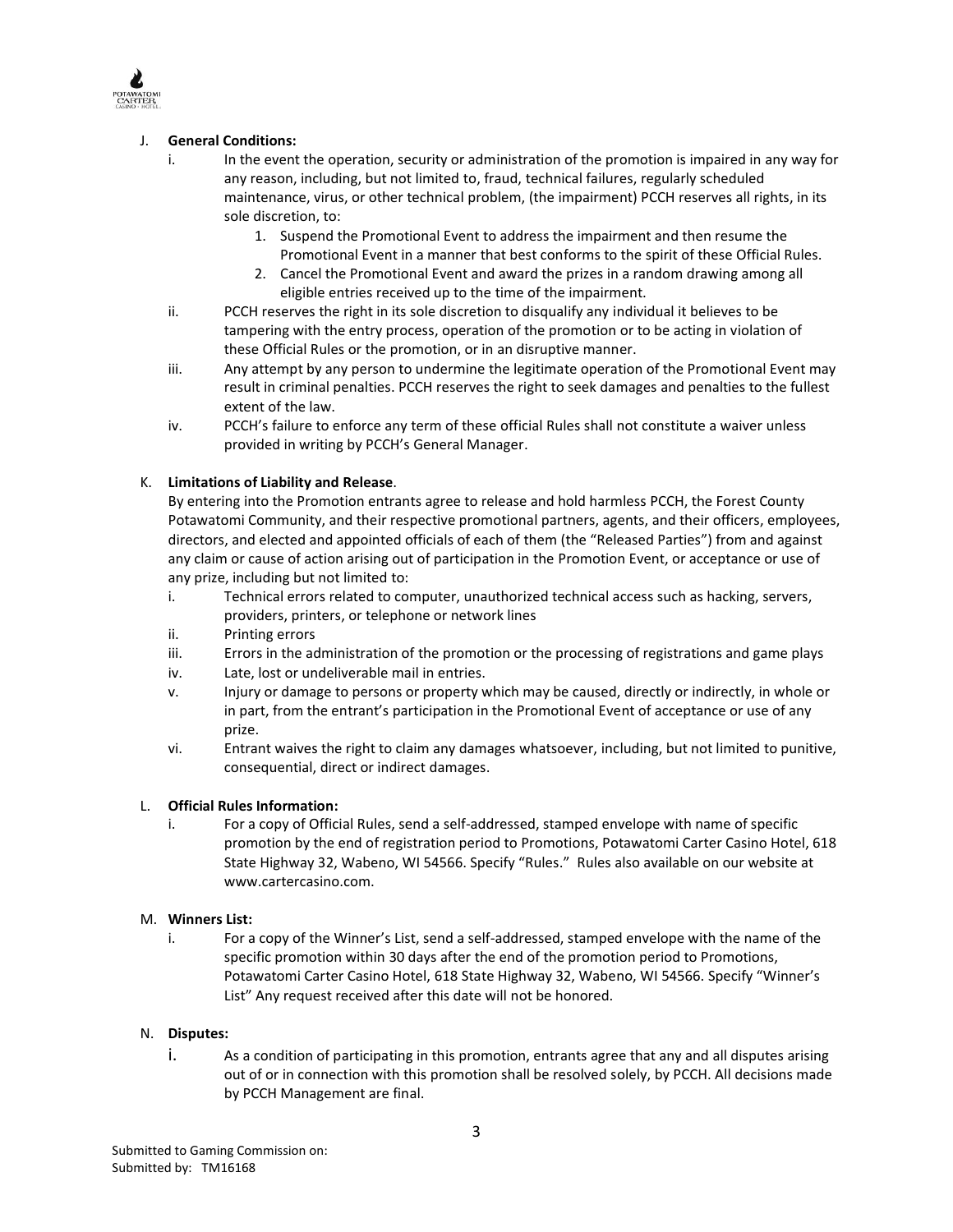J. **General Conditions:**

i. In the event the operation, security or administration of the promotion is impaired in any way for any reason, including, but not limited to, fraud, technical failures, regularly scheduled maintenance, virus, or other technical problem, (the impairment) PCCH reserves all rights, in its sole discretion, to:

1. Suspend the Promotional Event to address the impairment and then resume the Promotional Event in a manner that best conforms to the spirit of these Official Rules.
2. Cancel the Promotional Event and award the prizes in a random drawing among all eligible entries received up to the time of the impairment.

ii. PCCH reserves the right in its sole discretion to disqualify any individual it believes to be tampering with the entry process, operation of the promotion or to be acting in violation of these Official Rules or the promotion, or in an disruptive manner.

iii. Any attempt by any person to undermine the legitimate operation of the Promotional Event may result in criminal penalties. PCCH reserves the right to seek damages and penalties to the fullest extent of the law.

iv. PCCH's failure to enforce any term of these official Rules shall not constitute a waiver unless provided in writing by PCCH's General Manager.

K. **Limitations of Liability and Release**.

By entering into the Promotion entrants agree to release and hold harmless PCCH, the Forest County Potawatomi Community, and their respective promotional partners, agents, and their officers, employees, directors, and elected and appointed officials of each of them (the "Released Parties") from and against any claim or cause of action arising out of participation in the Promotion Event, or acceptance or use of any prize, including but not limited to:

i. Technical errors related to computer, unauthorized technical access such as hacking, servers, providers, printers, or telephone or network lines

ii. Printing errors

iii. Errors in the administration of the promotion or the processing of registrations and game plays

iv. Late, lost or undeliverable mail in entries.

v. Injury or damage to persons or property which may be caused, directly or indirectly, in whole or in part, from the entrant's participation in the Promotional Event of acceptance or use of any prize.

vi. Entrant waives the right to claim any damages whatsoever, including, but not limited to punitive, consequential, direct or indirect damages.

L. **Official Rules Information:**

i. For a copy of Official Rules, send a self-addressed, stamped envelope with name of specific promotion by the end of registration period to Promotions, Potawatomi Carter Casino Hotel, 618 State Highway 32, Wabeno, WI 54566. Specify "Rules." Rules also available on our website at www.cartercasino.com.

M. **Winners List:**

i. For a copy of the Winner's List, send a self-addressed, stamped envelope with the name of the specific promotion within 30 days after the end of the promotion period to Promotions, Potawatomi Carter Casino Hotel, 618 State Highway 32, Wabeno, WI 54566. Specify "Winner's List" Any request received after this date will not be honored.

N. **Disputes:**

i. As a condition of participating in this promotion, entrants agree that any and all disputes arising out of or in connection with this promotion shall be resolved solely, by PCCH. All decisions made by PCCH Management are final.

Submitted to Gaming Commission on:
Submitted by: TM16168